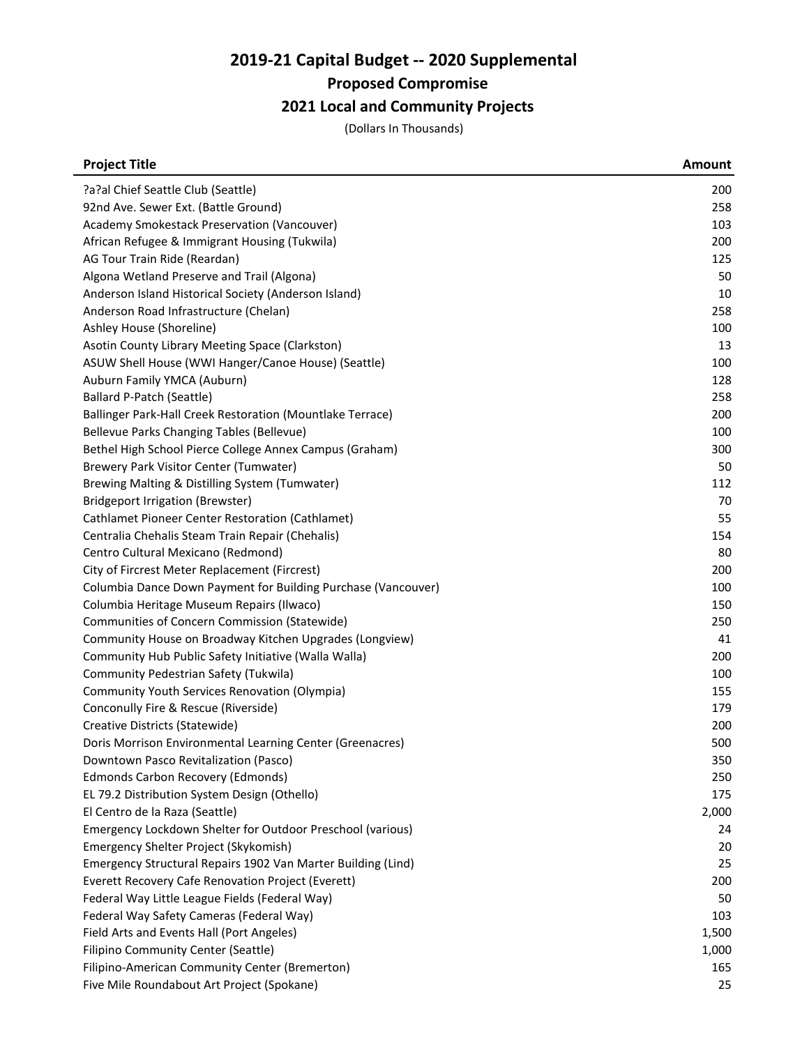# 2019-21 Capital Budget -- 2020 Supplemental

## Proposed Compromise

## 2021 Local and Community Projects

(Dollars In Thousands)

| Project Title | Amount |
|---|---|
| ?a?al Chief Seattle Club (Seattle) | 200 |
| 92nd Ave. Sewer Ext. (Battle Ground) | 258 |
| Academy Smokestack Preservation (Vancouver) | 103 |
| African Refugee & Immigrant Housing (Tukwila) | 200 |
| AG Tour Train Ride (Reardan) | 125 |
| Algona Wetland Preserve and Trail (Algona) | 50 |
| Anderson Island Historical Society (Anderson Island) | 10 |
| Anderson Road Infrastructure (Chelan) | 258 |
| Ashley House (Shoreline) | 100 |
| Asotin County Library Meeting Space (Clarkston) | 13 |
| ASUW Shell House (WWI Hanger/Canoe House) (Seattle) | 100 |
| Auburn Family YMCA (Auburn) | 128 |
| Ballard P-Patch (Seattle) | 258 |
| Ballinger Park-Hall Creek Restoration (Mountlake Terrace) | 200 |
| Bellevue Parks Changing Tables (Bellevue) | 100 |
| Bethel High School Pierce College Annex Campus (Graham) | 300 |
| Brewery Park Visitor Center (Tumwater) | 50 |
| Brewing Malting & Distilling System (Tumwater) | 112 |
| Bridgeport Irrigation (Brewster) | 70 |
| Cathlamet Pioneer Center Restoration (Cathlamet) | 55 |
| Centralia Chehalis Steam Train Repair (Chehalis) | 154 |
| Centro Cultural Mexicano (Redmond) | 80 |
| City of Fircrest Meter Replacement (Fircrest) | 200 |
| Columbia Dance Down Payment for Building Purchase (Vancouver) | 100 |
| Columbia Heritage Museum Repairs (Ilwaco) | 150 |
| Communities of Concern Commission (Statewide) | 250 |
| Community House on Broadway Kitchen Upgrades (Longview) | 41 |
| Community Hub Public Safety Initiative (Walla Walla) | 200 |
| Community Pedestrian Safety (Tukwila) | 100 |
| Community Youth Services Renovation (Olympia) | 155 |
| Conconully Fire & Rescue (Riverside) | 179 |
| Creative Districts (Statewide) | 200 |
| Doris Morrison Environmental Learning Center (Greenacres) | 500 |
| Downtown Pasco Revitalization (Pasco) | 350 |
| Edmonds Carbon Recovery (Edmonds) | 250 |
| EL 79.2 Distribution System Design (Othello) | 175 |
| El Centro de la Raza (Seattle) | 2,000 |
| Emergency Lockdown Shelter for Outdoor Preschool (various) | 24 |
| Emergency Shelter Project (Skykomish) | 20 |
| Emergency Structural Repairs 1902 Van Marter Building (Lind) | 25 |
| Everett Recovery Cafe Renovation Project (Everett) | 200 |
| Federal Way Little League Fields (Federal Way) | 50 |
| Federal Way Safety Cameras (Federal Way) | 103 |
| Field Arts and Events Hall (Port Angeles) | 1,500 |
| Filipino Community Center (Seattle) | 1,000 |
| Filipino-American Community Center (Bremerton) | 165 |
| Five Mile Roundabout Art Project (Spokane) | 25 |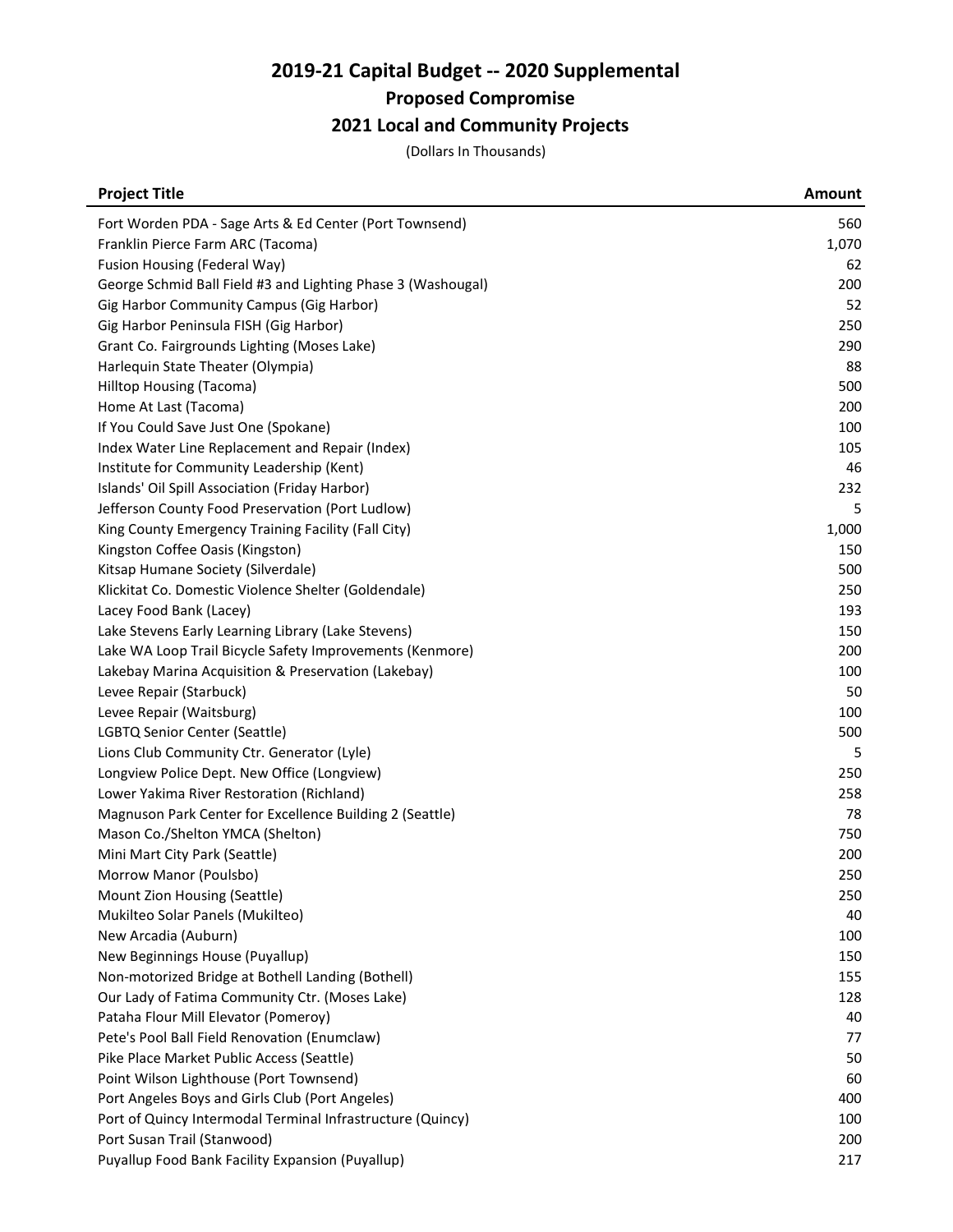# 2019-21 Capital Budget -- 2020 Supplemental

## Proposed Compromise

## 2021 Local and Community Projects

(Dollars In Thousands)

| Project Title | Amount |
|---|---|
| Fort Worden PDA - Sage Arts & Ed Center (Port Townsend) | 560 |
| Franklin Pierce Farm ARC (Tacoma) | 1,070 |
| Fusion Housing (Federal Way) | 62 |
| George Schmid Ball Field #3 and Lighting Phase 3 (Washougal) | 200 |
| Gig Harbor Community Campus (Gig Harbor) | 52 |
| Gig Harbor Peninsula FISH (Gig Harbor) | 250 |
| Grant Co. Fairgrounds Lighting (Moses Lake) | 290 |
| Harlequin State Theater (Olympia) | 88 |
| Hilltop Housing (Tacoma) | 500 |
| Home At Last (Tacoma) | 200 |
| If You Could Save Just One (Spokane) | 100 |
| Index Water Line Replacement and Repair (Index) | 105 |
| Institute for Community Leadership (Kent) | 46 |
| Islands' Oil Spill Association (Friday Harbor) | 232 |
| Jefferson County Food Preservation (Port Ludlow) | 5 |
| King County Emergency Training Facility (Fall City) | 1,000 |
| Kingston Coffee Oasis (Kingston) | 150 |
| Kitsap Humane Society (Silverdale) | 500 |
| Klickitat Co. Domestic Violence Shelter (Goldendale) | 250 |
| Lacey Food Bank (Lacey) | 193 |
| Lake Stevens Early Learning Library (Lake Stevens) | 150 |
| Lake WA Loop Trail Bicycle Safety Improvements (Kenmore) | 200 |
| Lakebay Marina Acquisition & Preservation (Lakebay) | 100 |
| Levee Repair (Starbuck) | 50 |
| Levee Repair (Waitsburg) | 100 |
| LGBTQ Senior Center (Seattle) | 500 |
| Lions Club Community Ctr. Generator (Lyle) | 5 |
| Longview Police Dept. New Office (Longview) | 250 |
| Lower Yakima River Restoration (Richland) | 258 |
| Magnuson Park Center for Excellence Building 2 (Seattle) | 78 |
| Mason Co./Shelton YMCA (Shelton) | 750 |
| Mini Mart City Park (Seattle) | 200 |
| Morrow Manor (Poulsbo) | 250 |
| Mount Zion Housing (Seattle) | 250 |
| Mukilteo Solar Panels (Mukilteo) | 40 |
| New Arcadia (Auburn) | 100 |
| New Beginnings House (Puyallup) | 150 |
| Non-motorized Bridge at Bothell Landing (Bothell) | 155 |
| Our Lady of Fatima Community Ctr. (Moses Lake) | 128 |
| Pataha Flour Mill Elevator (Pomeroy) | 40 |
| Pete's Pool Ball Field Renovation (Enumclaw) | 77 |
| Pike Place Market Public Access (Seattle) | 50 |
| Point Wilson Lighthouse (Port Townsend) | 60 |
| Port Angeles Boys and Girls Club (Port Angeles) | 400 |
| Port of Quincy Intermodal Terminal Infrastructure (Quincy) | 100 |
| Port Susan Trail (Stanwood) | 200 |
| Puyallup Food Bank Facility Expansion (Puyallup) | 217 |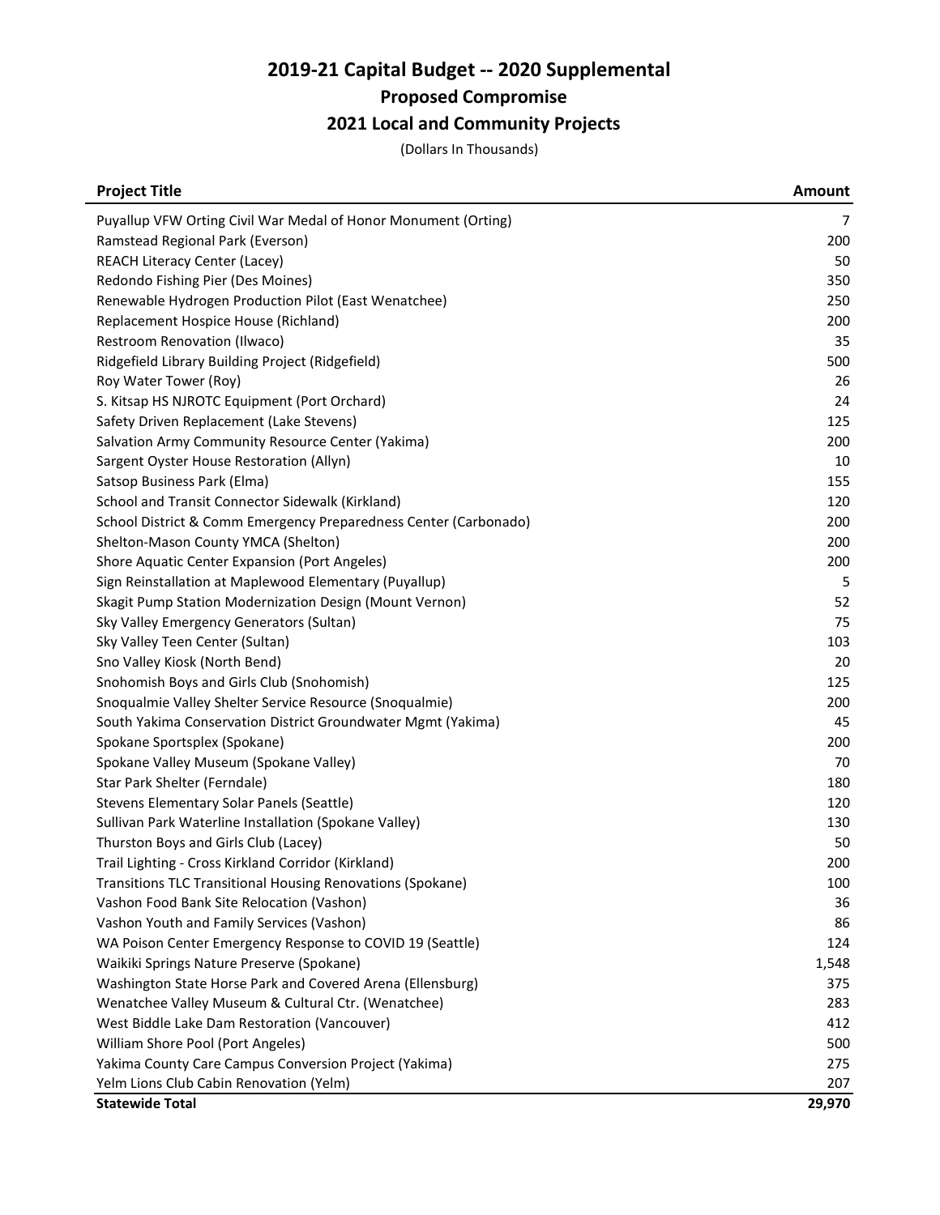## 2019-21 Capital Budget -- 2020 Supplemental

### Proposed Compromise

### 2021 Local and Community Projects

(Dollars In Thousands)

| Project Title | Amount |
|---|---|
| Puyallup VFW Orting Civil War Medal of Honor Monument (Orting) | 7 |
| Ramstead Regional Park (Everson) | 200 |
| REACH Literacy Center (Lacey) | 50 |
| Redondo Fishing Pier (Des Moines) | 350 |
| Renewable Hydrogen Production Pilot (East Wenatchee) | 250 |
| Replacement Hospice House (Richland) | 200 |
| Restroom Renovation (Ilwaco) | 35 |
| Ridgefield Library Building Project (Ridgefield) | 500 |
| Roy Water Tower (Roy) | 26 |
| S. Kitsap HS NJROTC Equipment (Port Orchard) | 24 |
| Safety Driven Replacement (Lake Stevens) | 125 |
| Salvation Army Community Resource Center (Yakima) | 200 |
| Sargent Oyster House Restoration (Allyn) | 10 |
| Satsop Business Park (Elma) | 155 |
| School and Transit Connector Sidewalk (Kirkland) | 120 |
| School District & Comm Emergency Preparedness Center (Carbonado) | 200 |
| Shelton-Mason County YMCA (Shelton) | 200 |
| Shore Aquatic Center Expansion (Port Angeles) | 200 |
| Sign Reinstallation at Maplewood Elementary (Puyallup) | 5 |
| Skagit Pump Station Modernization Design (Mount Vernon) | 52 |
| Sky Valley Emergency Generators (Sultan) | 75 |
| Sky Valley Teen Center (Sultan) | 103 |
| Sno Valley Kiosk (North Bend) | 20 |
| Snohomish Boys and Girls Club (Snohomish) | 125 |
| Snoqualmie Valley Shelter Service Resource (Snoqualmie) | 200 |
| South Yakima Conservation District Groundwater Mgmt (Yakima) | 45 |
| Spokane Sportsplex (Spokane) | 200 |
| Spokane Valley Museum (Spokane Valley) | 70 |
| Star Park Shelter (Ferndale) | 180 |
| Stevens Elementary Solar Panels (Seattle) | 120 |
| Sullivan Park Waterline Installation (Spokane Valley) | 130 |
| Thurston Boys and Girls Club (Lacey) | 50 |
| Trail Lighting - Cross Kirkland Corridor (Kirkland) | 200 |
| Transitions TLC Transitional Housing Renovations (Spokane) | 100 |
| Vashon Food Bank Site Relocation (Vashon) | 36 |
| Vashon Youth and Family Services (Vashon) | 86 |
| WA Poison Center Emergency Response to COVID 19 (Seattle) | 124 |
| Waikiki Springs Nature Preserve (Spokane) | 1,548 |
| Washington State Horse Park and Covered Arena (Ellensburg) | 375 |
| Wenatchee Valley Museum & Cultural Ctr. (Wenatchee) | 283 |
| West Biddle Lake Dam Restoration (Vancouver) | 412 |
| William Shore Pool (Port Angeles) | 500 |
| Yakima County Care Campus Conversion Project (Yakima) | 275 |
| Yelm Lions Club Cabin Renovation (Yelm) | 207 |
| **Statewide Total** | **29,970** |